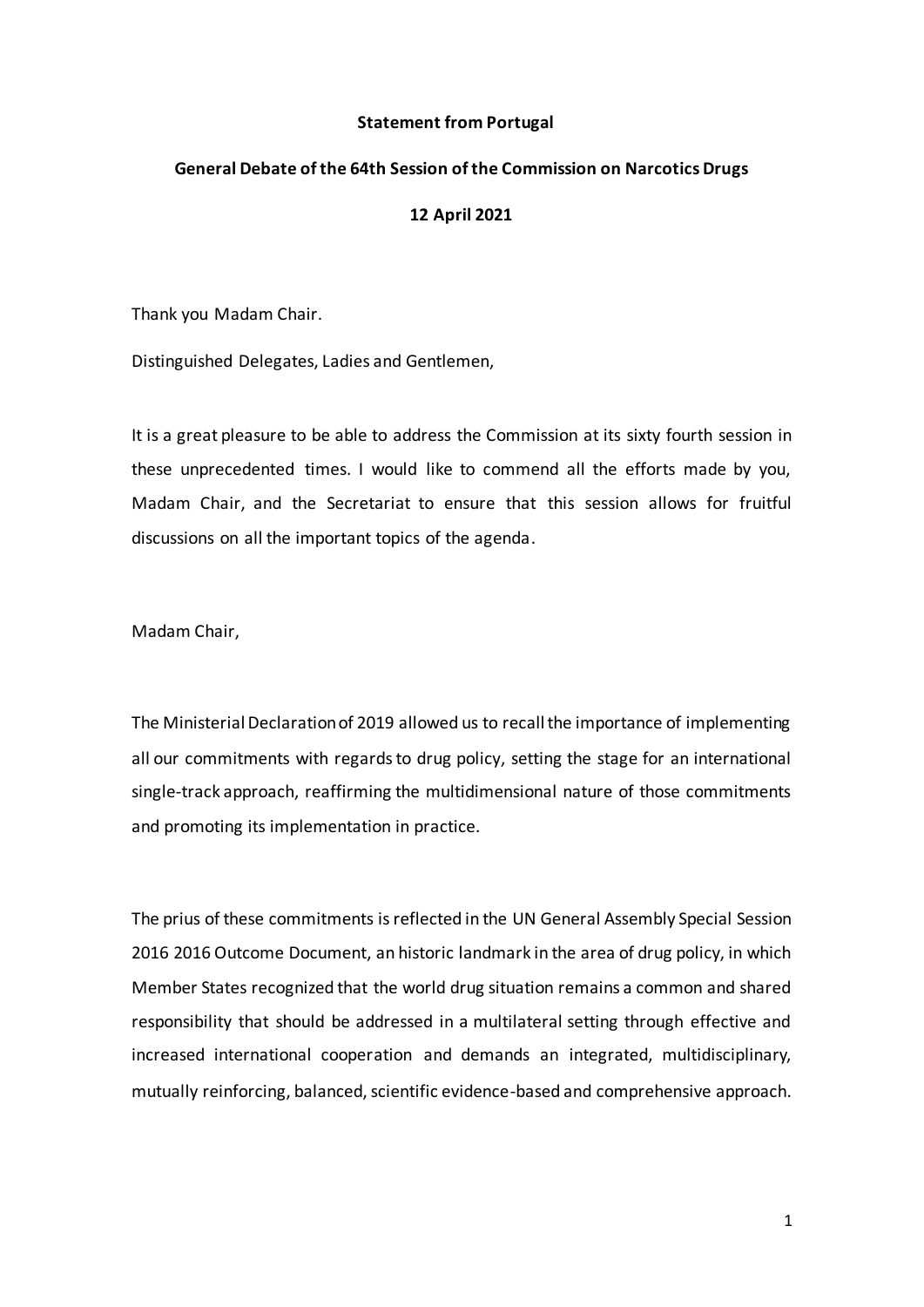**Statement from Portugal**

**General Debate of the 64th Session of the Commission on Narcotics Drugs**

**12 April 2021**

Thank you Madam Chair.

Distinguished Delegates, Ladies and Gentlemen,

It is a great pleasure to be able to address the Commission at its sixty fourth session in these unprecedented times. I would like to commend all the efforts made by you, Madam Chair, and the Secretariat to ensure that this session allows for fruitful discussions on all the important topics of the agenda.

Madam Chair,

The Ministerial Declaration of 2019 allowed us to recall the importance of implementing all our commitments with regards to drug policy, setting the stage for an international single-track approach, reaffirming the multidimensional nature of those commitments and promoting its implementation in practice.

The prius of these commitments is reflected in the UN General Assembly Special Session 2016 2016 Outcome Document, an historic landmark in the area of drug policy, in which Member States recognized that the world drug situation remains a common and shared responsibility that should be addressed in a multilateral setting through effective and increased international cooperation and demands an integrated, multidisciplinary, mutually reinforcing, balanced, scientific evidence-based and comprehensive approach.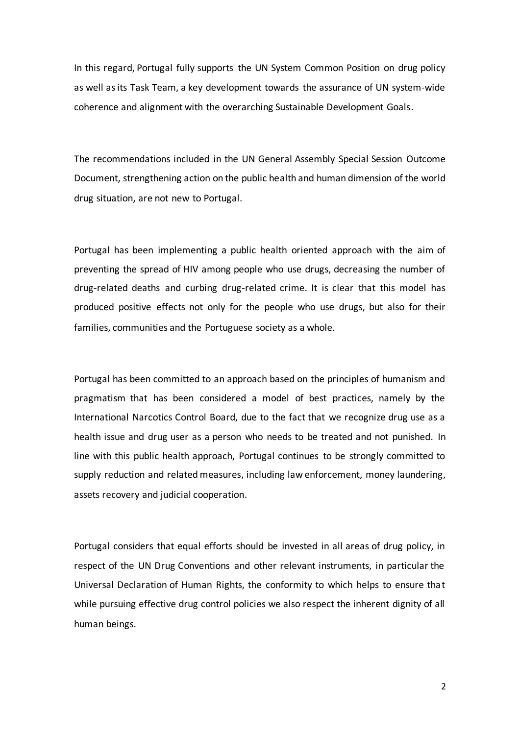In this regard, Portugal fully supports the UN System Common Position on drug policy as well as its Task Team, a key development towards the assurance of UN system-wide coherence and alignment with the overarching Sustainable Development Goals.

The recommendations included in the UN General Assembly Special Session Outcome Document, strengthening action on the public health and human dimension of the world drug situation, are not new to Portugal.

Portugal has been implementing a public health oriented approach with the aim of preventing the spread of HIV among people who use drugs, decreasing the number of drug-related deaths and curbing drug-related crime. It is clear that this model has produced positive effects not only for the people who use drugs, but also for their families, communities and the Portuguese society as a whole.

Portugal has been committed to an approach based on the principles of humanism and pragmatism that has been considered a model of best practices, namely by the International Narcotics Control Board, due to the fact that we recognize drug use as a health issue and drug user as a person who needs to be treated and not punished. In line with this public health approach, Portugal continues to be strongly committed to supply reduction and related measures, including law enforcement, money laundering, assets recovery and judicial cooperation.

Portugal considers that equal efforts should be invested in all areas of drug policy, in respect of the UN Drug Conventions and other relevant instruments, in particular the Universal Declaration of Human Rights, the conformity to which helps to ensure that while pursuing effective drug control policies we also respect the inherent dignity of all human beings.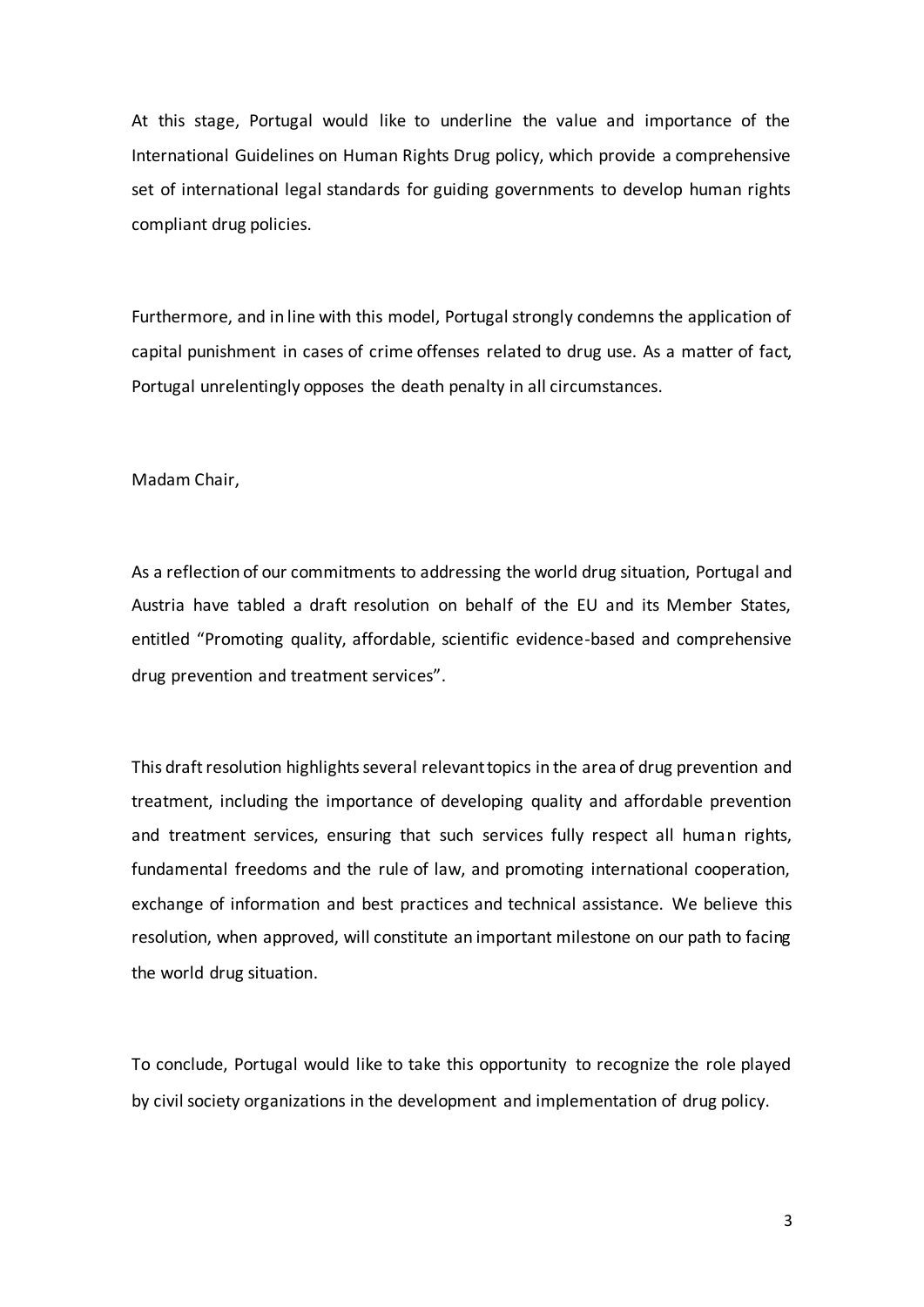At this stage, Portugal would like to underline the value and importance of the International Guidelines on Human Rights Drug policy, which provide a comprehensive set of international legal standards for guiding governments to develop human rights compliant drug policies.

Furthermore, and in line with this model, Portugal strongly condemns the application of capital punishment in cases of crime offenses related to drug use. As a matter of fact, Portugal unrelentingly opposes the death penalty in all circumstances.

Madam Chair,

As a reflection of our commitments to addressing the world drug situation, Portugal and Austria have tabled a draft resolution on behalf of the EU and its Member States, entitled "Promoting quality, affordable, scientific evidence-based and comprehensive drug prevention and treatment services".

This draft resolution highlights several relevant topics in the area of drug prevention and treatment, including the importance of developing quality and affordable prevention and treatment services, ensuring that such services fully respect all human rights, fundamental freedoms and the rule of law, and promoting international cooperation, exchange of information and best practices and technical assistance. We believe this resolution, when approved, will constitute an important milestone on our path to facing the world drug situation.

To conclude, Portugal would like to take this opportunity to recognize the role played by civil society organizations in the development and implementation of drug policy.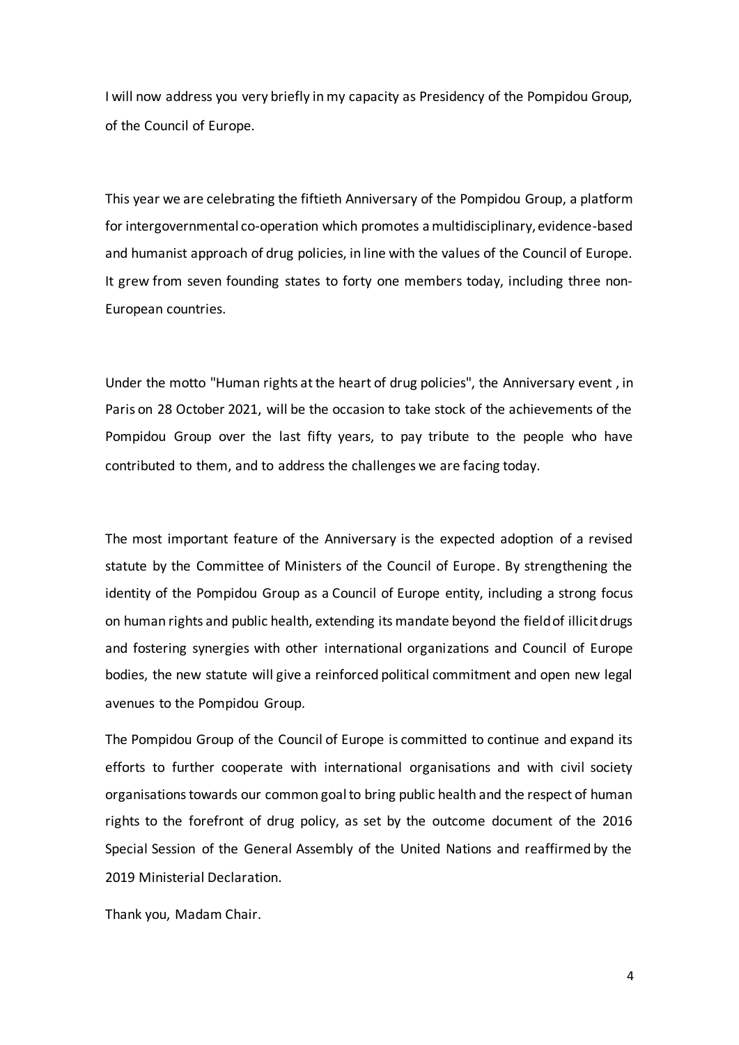I will now address you very briefly in my capacity as Presidency of the Pompidou Group, of the Council of Europe.

This year we are celebrating the fiftieth Anniversary of the Pompidou Group, a platform for intergovernmental co-operation which promotes a multidisciplinary, evidence-based and humanist approach of drug policies, in line with the values of the Council of Europe. It grew from seven founding states to forty one members today, including three non-European countries.

Under the motto "Human rights at the heart of drug policies", the Anniversary event , in Paris on 28 October 2021, will be the occasion to take stock of the achievements of the Pompidou Group over the last fifty years, to pay tribute to the people who have contributed to them, and to address the challenges we are facing today.

The most important feature of the Anniversary is the expected adoption of a revised statute by the Committee of Ministers of the Council of Europe. By strengthening the identity of the Pompidou Group as a Council of Europe entity, including a strong focus on human rights and public health, extending its mandate beyond the field of illicit drugs and fostering synergies with other international organizations and Council of Europe bodies, the new statute will give a reinforced political commitment and open new legal avenues to the Pompidou Group.

The Pompidou Group of the Council of Europe is committed to continue and expand its efforts to further cooperate with international organisations and with civil society organisations towards our common goal to bring public health and the respect of human rights to the forefront of drug policy, as set by the outcome document of the 2016 Special Session of the General Assembly of the United Nations and reaffirmed by the 2019 Ministerial Declaration.

Thank you, Madam Chair.